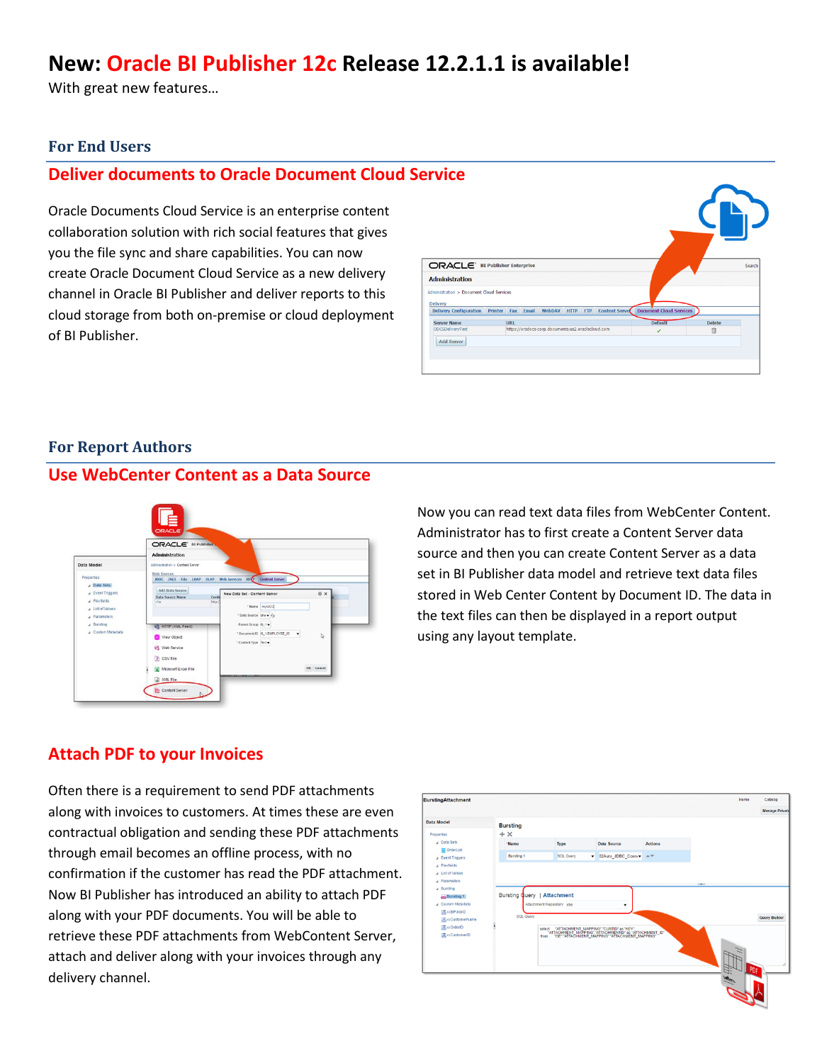# New: Oracle BI Publisher 12c Release 12.2.1.1 is available!

With great new features…

## For End Users

### Deliver documents to Oracle Document Cloud Service

Oracle Documents Cloud Service is an enterprise content collaboration solution with rich social features that gives you the file sync and share capabilities. You can now create Oracle Document Cloud Service as a new delivery channel in Oracle BI Publisher and deliver reports to this cloud storage from both on-premise or cloud deployment of BI Publisher.

## For Report Authors

### Use WebCenter Content as a Data Source

Now you can read text data files from WebCenter Content. Administrator has to first create a Content Server data source and then you can create Content Server as a data set in BI Publisher data model and retrieve text data files stored in Web Center Content by Document ID. The data in the text files can then be displayed in a report output using any layout template.

### Attach PDF to your Invoices

Often there is a requirement to send PDF attachments along with invoices to customers. At times these are even contractual obligation and sending these PDF attachments through email becomes an offline process, with no confirmation if the customer has read the PDF attachment. Now BI Publisher has introduced an ability to attach PDF along with your PDF documents. You will be able to retrieve these PDF attachments from WebContent Server, attach and deliver along with your invoices through any delivery channel.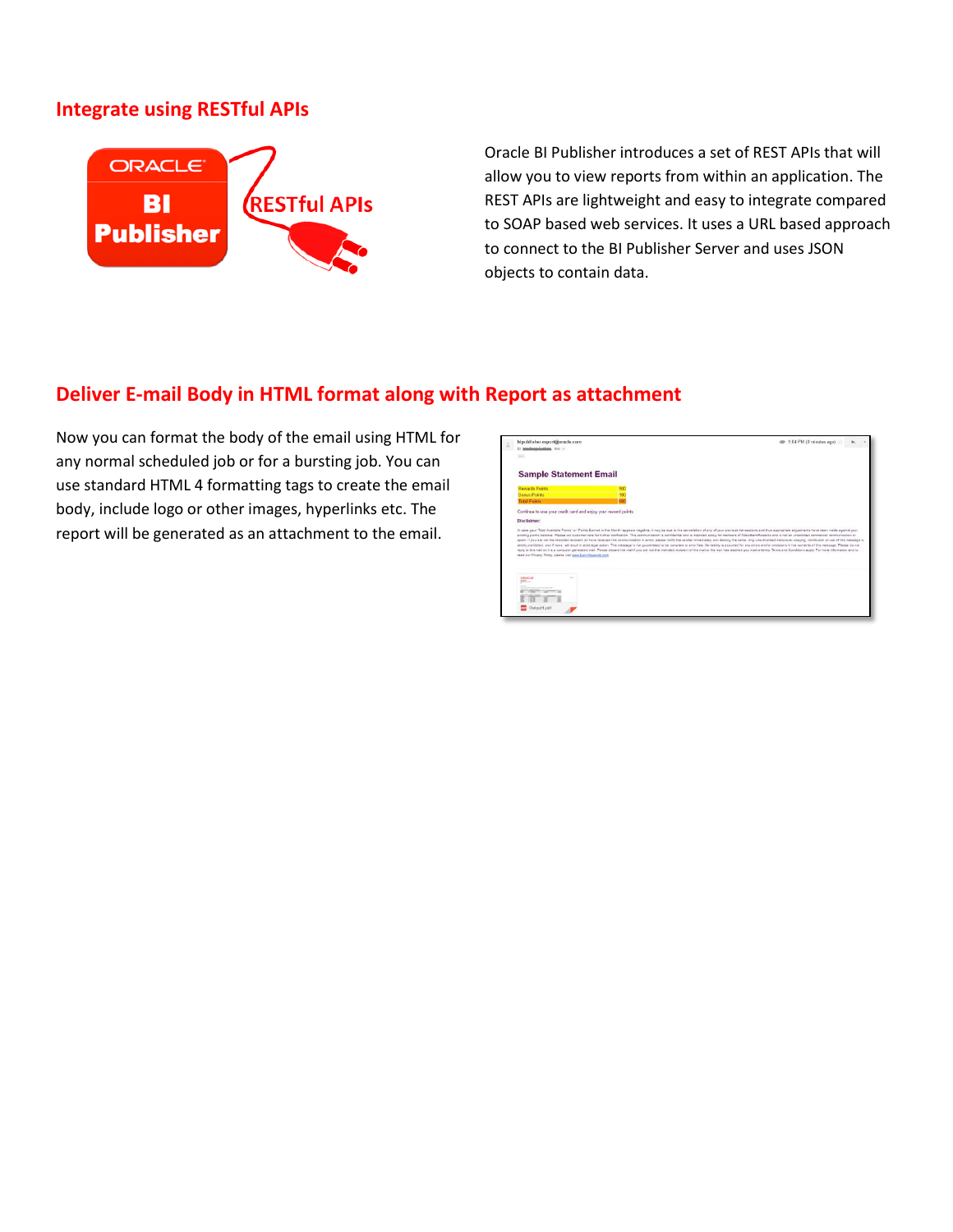## Integrate using RESTful APIs

Oracle BI Publisher introduces a set of REST APIs that will allow you to view reports from within an application. The REST APIs are lightweight and easy to integrate compared to SOAP based web services. It uses a URL based approach to connect to the BI Publisher Server and uses JSON objects to contain data.

## Deliver E-mail Body in HTML format along with Report as attachment

Now you can format the body of the email using HTML for any normal scheduled job or for a bursting job. You can use standard HTML 4 formatting tags to create the email body, include logo or other images, hyperlinks etc. The report will be generated as an attachment to the email.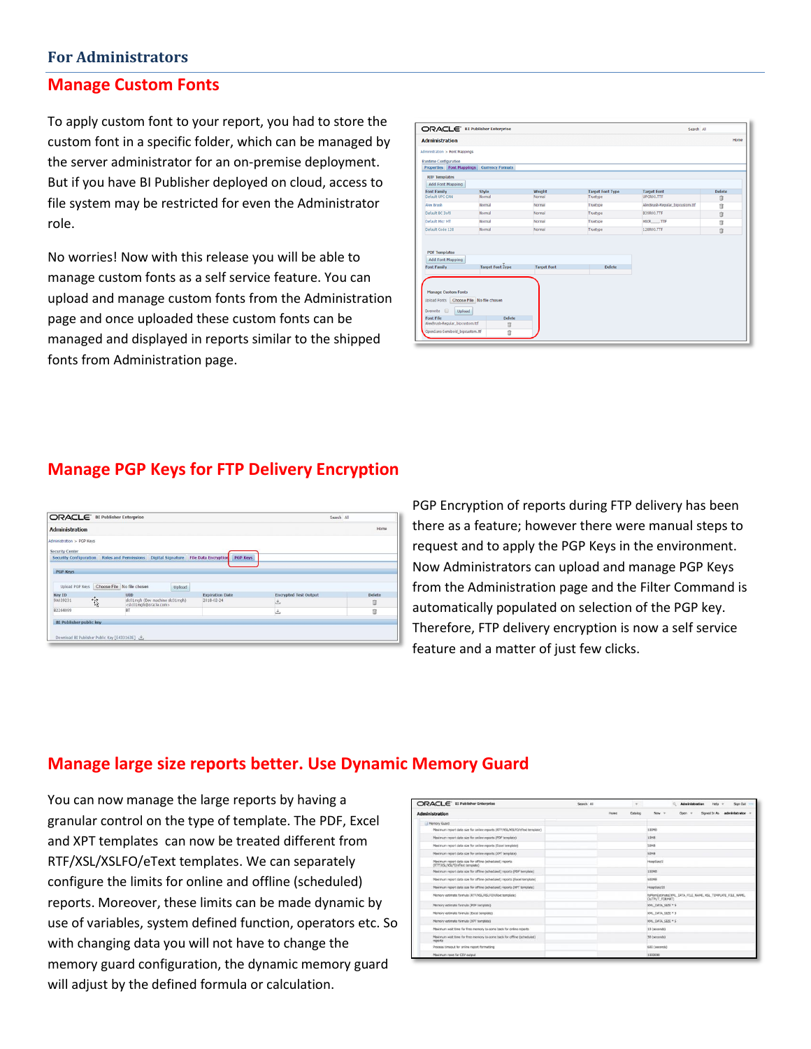## For Administrators

### Manage Custom Fonts

To apply custom font to your report, you had to store the custom font in a specific folder, which can be managed by the server administrator for an on-premise deployment. But if you have BI Publisher deployed on cloud, access to file system may be restricted for even the Administrator role.

No worries! Now with this release you will be able to manage custom fonts as a self service feature. You can upload and manage custom fonts from the Administration page and once uploaded these custom fonts can be managed and displayed in reports similar to the shipped fonts from Administration page.

### Manage PGP Keys for FTP Delivery Encryption

PGP Encryption of reports during FTP delivery has been there as a feature; however there were manual steps to request and to apply the PGP Keys in the environment. Now Administrators can upload and manage PGP Keys from the Administration page and the Filter Command is automatically populated on selection of the PGP key. Therefore, FTP delivery encryption is now a self service feature and a matter of just few clicks.

### Manage large size reports better. Use Dynamic Memory Guard

You can now manage the large reports by having a granular control on the type of template. The PDF, Excel and XPT templates can now be treated different from RTF/XSL/XSLFO/eText templates. We can separately configure the limits for online and offline (scheduled) reports. Moreover, these limits can be made dynamic by use of variables, system defined function, operators etc. So with changing data you will not have to change the memory guard configuration, the dynamic memory guard will adjust by the defined formula or calculation.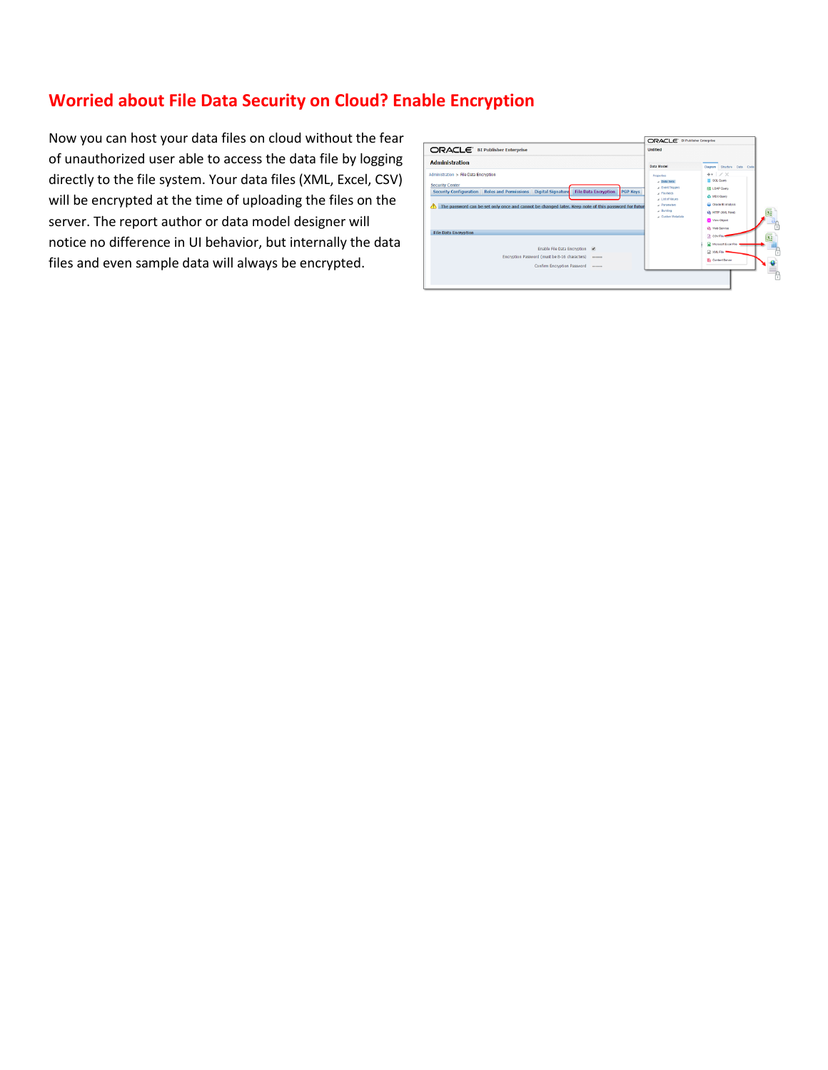## Worried about File Data Security on Cloud? Enable Encryption

Now you can host your data files on cloud without the fear of unauthorized user able to access the data file by logging directly to the file system. Your data files (XML, Excel, CSV) will be encrypted at the time of uploading the files on the server. The report author or data model designer will notice no difference in UI behavior, but internally the data files and even sample data will always be encrypted.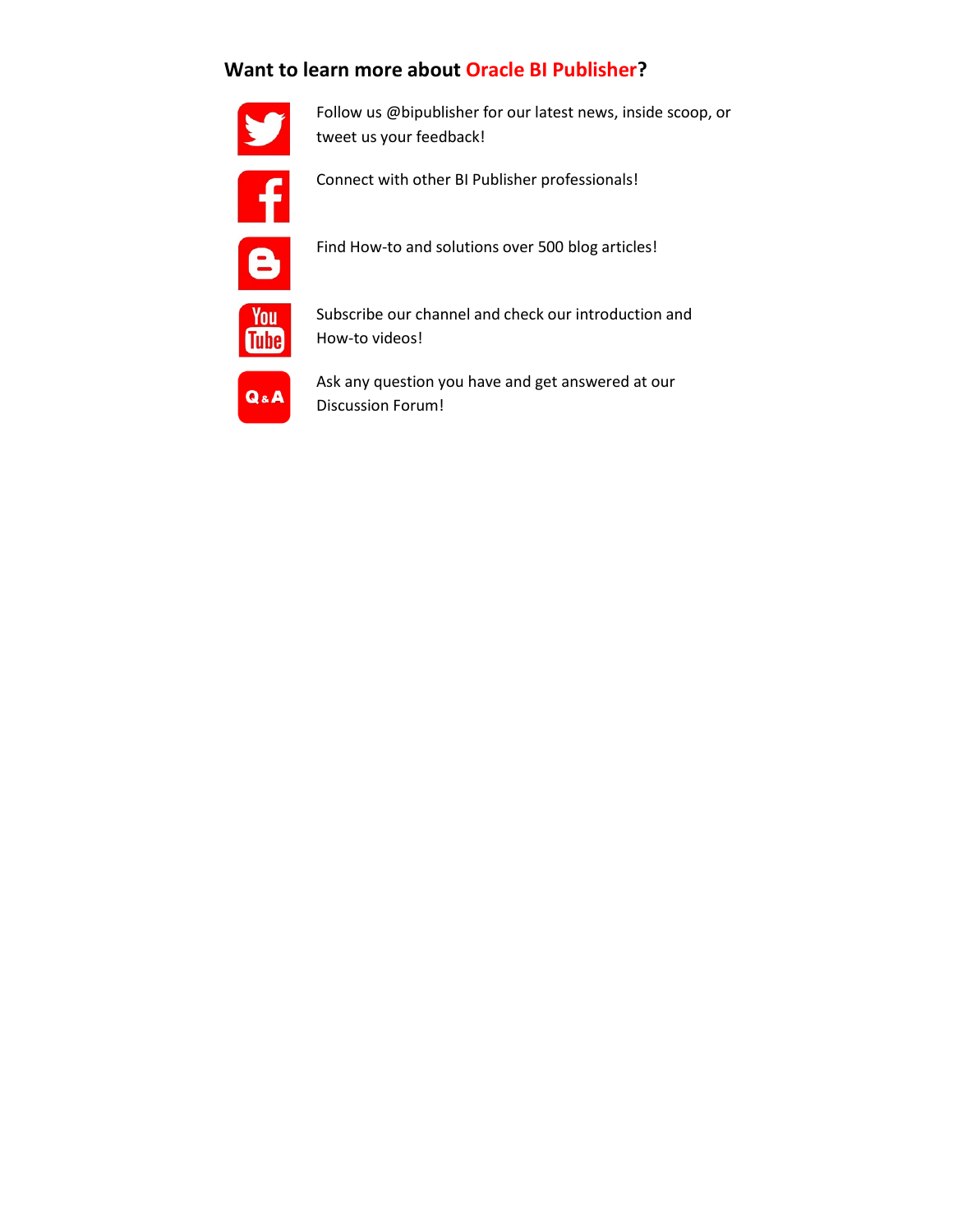## Want to learn more about Oracle BI Publisher?

Follow us @bipublisher for our latest news, inside scoop, or tweet us your feedback!

Connect with other BI Publisher professionals!

Find How-to and solutions over 500 blog articles!

Subscribe our channel and check our introduction and How-to videos!

Ask any question you have and get answered at our Discussion Forum!